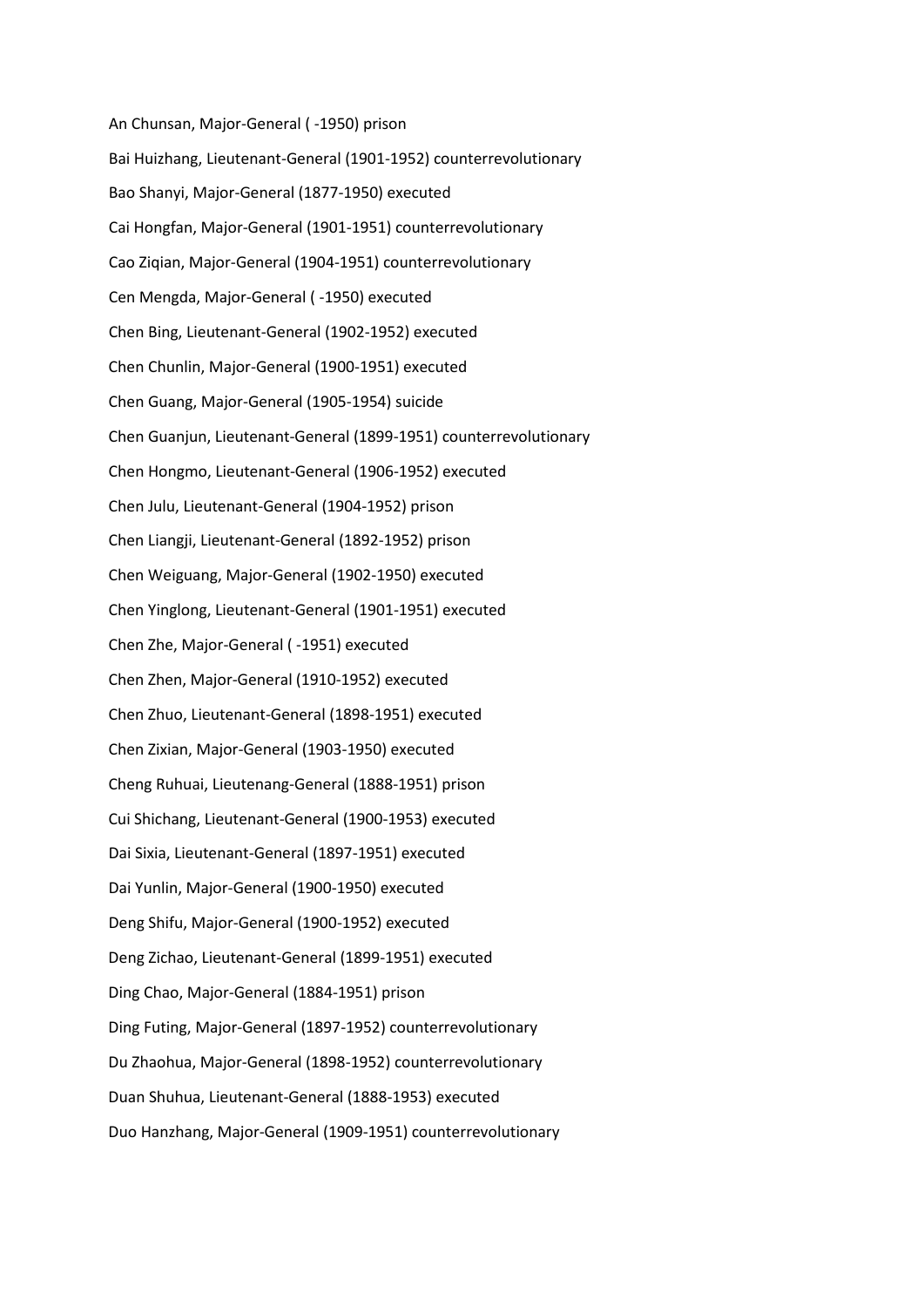An Chunsan, Major-General ( -1950) prison

Bai Huizhang, Lieutenant-General (1901-1952) counterrevolutionary

Bao Shanyi, Major-General (1877-1950) executed

Cai Hongfan, Major-General (1901-1951) counterrevolutionary

Cao Ziqian, Major-General (1904-1951) counterrevolutionary

Cen Mengda, Major-General ( -1950) executed

Chen Bing, Lieutenant-General (1902-1952) executed

Chen Chunlin, Major-General (1900-1951) executed

Chen Guang, Major-General (1905-1954) suicide

Chen Guanjun, Lieutenant-General (1899-1951) counterrevolutionary

Chen Hongmo, Lieutenant-General (1906-1952) executed

Chen Julu, Lieutenant-General (1904-1952) prison

Chen Liangji, Lieutenant-General (1892-1952) prison

Chen Weiguang, Major-General (1902-1950) executed

Chen Yinglong, Lieutenant-General (1901-1951) executed

Chen Zhe, Major-General ( -1951) executed

Chen Zhen, Major-General (1910-1952) executed

Chen Zhuo, Lieutenant-General (1898-1951) executed

Chen Zixian, Major-General (1903-1950) executed

Cheng Ruhuai, Lieutenang-General (1888-1951) prison

Cui Shichang, Lieutenant-General (1900-1953) executed

Dai Sixia, Lieutenant-General (1897-1951) executed

Dai Yunlin, Major-General (1900-1950) executed

Deng Shifu, Major-General (1900-1952) executed

Deng Zichao, Lieutenant-General (1899-1951) executed

Ding Chao, Major-General (1884-1951) prison

Ding Futing, Major-General (1897-1952) counterrevolutionary

Du Zhaohua, Major-General (1898-1952) counterrevolutionary

Duan Shuhua, Lieutenant-General (1888-1953) executed

Duo Hanzhang, Major-General (1909-1951) counterrevolutionary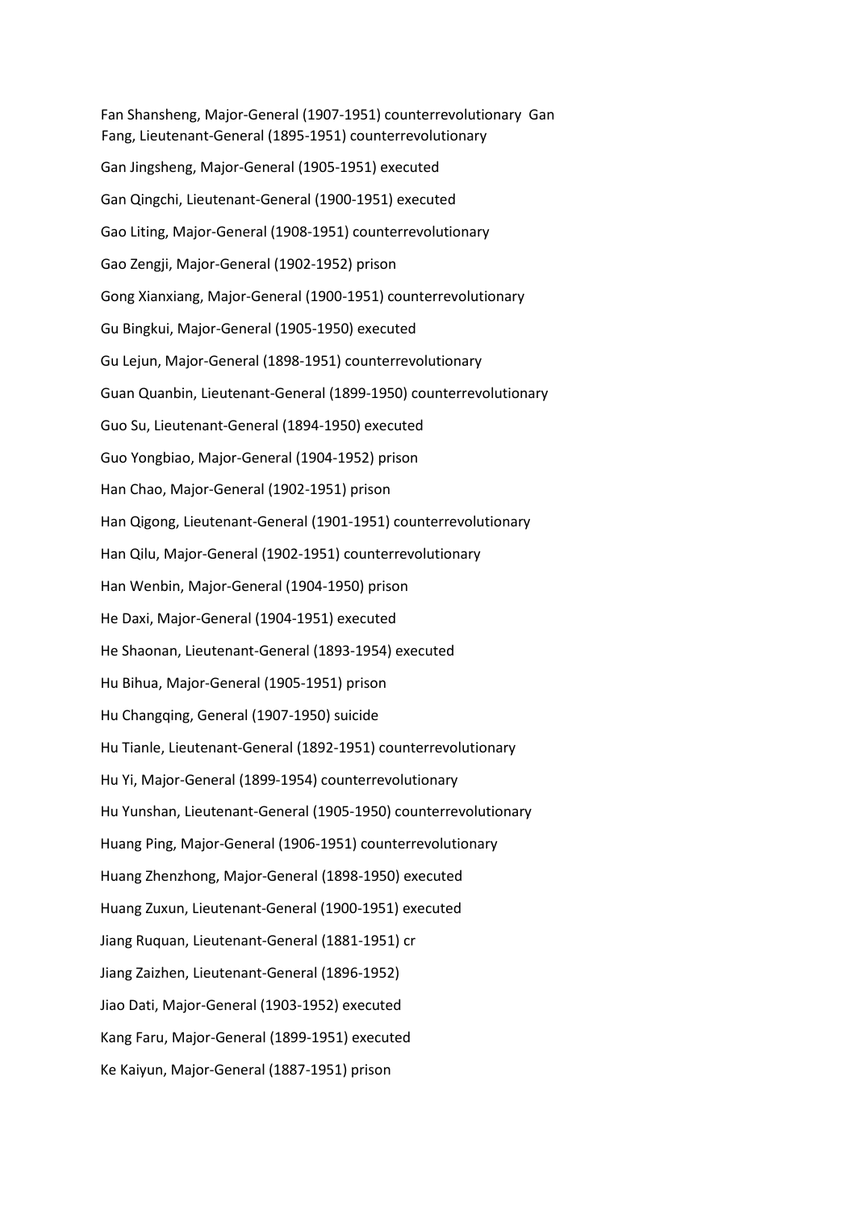Fan Shansheng, Major-General (1907-1951) counterrevolutionary Gan Fang, Lieutenant-General (1895-1951) counterrevolutionary

Gan Jingsheng, Major-General (1905-1951) executed

Gan Qingchi, Lieutenant-General (1900-1951) executed

Gao Liting, Major-General (1908-1951) counterrevolutionary

Gao Zengji, Major-General (1902-1952) prison

Gong Xianxiang, Major-General (1900-1951) counterrevolutionary

Gu Bingkui, Major-General (1905-1950) executed

Gu Lejun, Major-General (1898-1951) counterrevolutionary

Guan Quanbin, Lieutenant-General (1899-1950) counterrevolutionary

Guo Su, Lieutenant-General (1894-1950) executed

Guo Yongbiao, Major-General (1904-1952) prison

Han Chao, Major-General (1902-1951) prison

Han Qigong, Lieutenant-General (1901-1951) counterrevolutionary

Han Qilu, Major-General (1902-1951) counterrevolutionary

Han Wenbin, Major-General (1904-1950) prison

He Daxi, Major-General (1904-1951) executed

He Shaonan, Lieutenant-General (1893-1954) executed

Hu Bihua, Major-General (1905-1951) prison

Hu Changqing, General (1907-1950) suicide

Hu Tianle, Lieutenant-General (1892-1951) counterrevolutionary

Hu Yi, Major-General (1899-1954) counterrevolutionary

Hu Yunshan, Lieutenant-General (1905-1950) counterrevolutionary

Huang Ping, Major-General (1906-1951) counterrevolutionary

Huang Zhenzhong, Major-General (1898-1950) executed

Huang Zuxun, Lieutenant-General (1900-1951) executed

Jiang Ruquan, Lieutenant-General (1881-1951) cr

Jiang Zaizhen, Lieutenant-General (1896-1952)

Jiao Dati, Major-General (1903-1952) executed

Kang Faru, Major-General (1899-1951) executed

Ke Kaiyun, Major-General (1887-1951) prison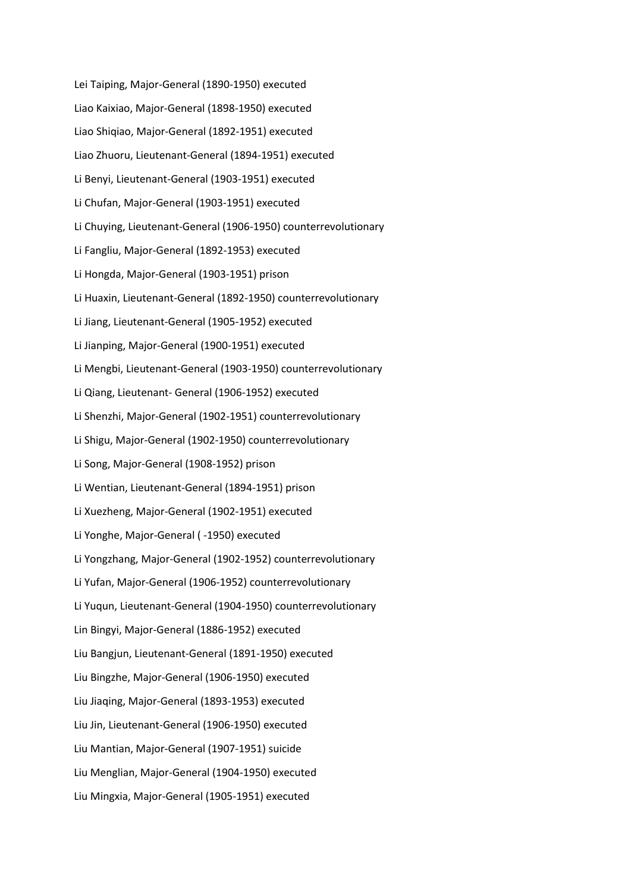Lei Taiping, Major-General (1890-1950) executed

Liao Kaixiao, Major-General (1898-1950) executed

Liao Shiqiao, Major-General (1892-1951) executed

Liao Zhuoru, Lieutenant-General (1894-1951) executed

Li Benyi, Lieutenant-General (1903-1951) executed

Li Chufan, Major-General (1903-1951) executed

Li Chuying, Lieutenant-General (1906-1950) counterrevolutionary

Li Fangliu, Major-General (1892-1953) executed

Li Hongda, Major-General (1903-1951) prison

Li Huaxin, Lieutenant-General (1892-1950) counterrevolutionary

Li Jiang, Lieutenant-General (1905-1952) executed

Li Jianping, Major-General (1900-1951) executed

Li Mengbi, Lieutenant-General (1903-1950) counterrevolutionary

Li Qiang, Lieutenant- General (1906-1952) executed

Li Shenzhi, Major-General (1902-1951) counterrevolutionary

Li Shigu, Major-General (1902-1950) counterrevolutionary

Li Song, Major-General (1908-1952) prison

Li Wentian, Lieutenant-General (1894-1951) prison

Li Xuezheng, Major-General (1902-1951) executed

Li Yonghe, Major-General ( -1950) executed

Li Yongzhang, Major-General (1902-1952) counterrevolutionary

Li Yufan, Major-General (1906-1952) counterrevolutionary

Li Yuqun, Lieutenant-General (1904-1950) counterrevolutionary

Lin Bingyi, Major-General (1886-1952) executed

Liu Bangjun, Lieutenant-General (1891-1950) executed

Liu Bingzhe, Major-General (1906-1950) executed

Liu Jiaqing, Major-General (1893-1953) executed

Liu Jin, Lieutenant-General (1906-1950) executed

Liu Mantian, Major-General (1907-1951) suicide

Liu Menglian, Major-General (1904-1950) executed

Liu Mingxia, Major-General (1905-1951) executed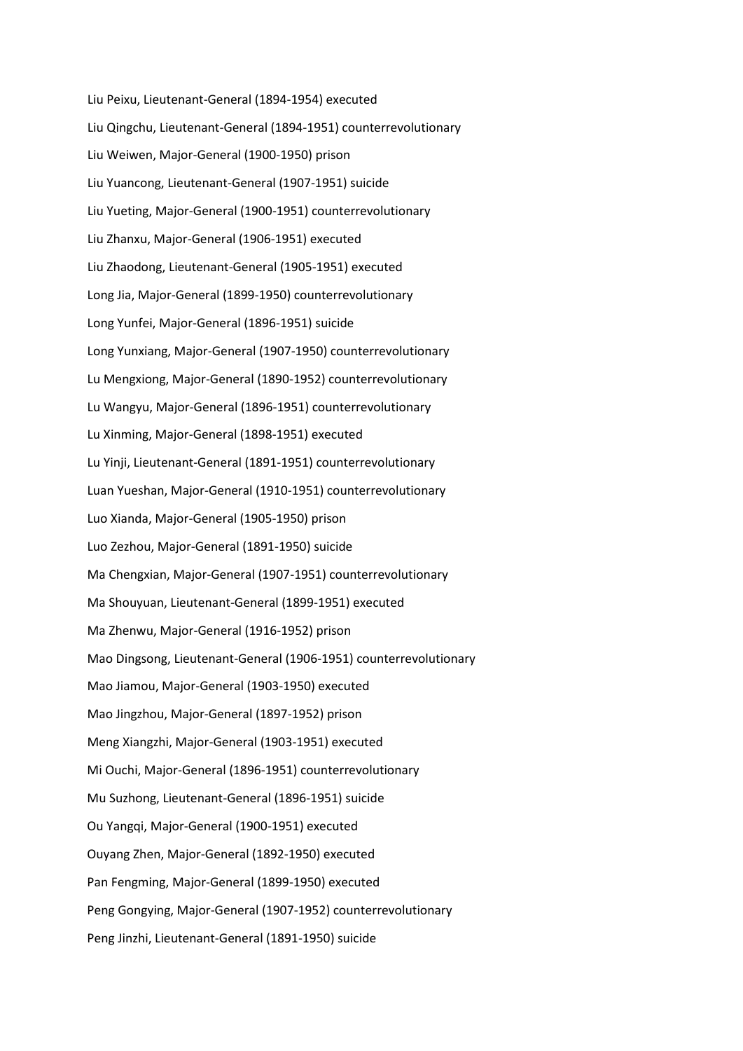Liu Peixu, Lieutenant-General (1894-1954) executed

Liu Qingchu, Lieutenant-General (1894-1951) counterrevolutionary

Liu Weiwen, Major-General (1900-1950) prison

Liu Yuancong, Lieutenant-General (1907-1951) suicide

Liu Yueting, Major-General (1900-1951) counterrevolutionary

Liu Zhanxu, Major-General (1906-1951) executed

Liu Zhaodong, Lieutenant-General (1905-1951) executed

Long Jia, Major-General (1899-1950) counterrevolutionary

Long Yunfei, Major-General (1896-1951) suicide

Long Yunxiang, Major-General (1907-1950) counterrevolutionary

Lu Mengxiong, Major-General (1890-1952) counterrevolutionary

Lu Wangyu, Major-General (1896-1951) counterrevolutionary

Lu Xinming, Major-General (1898-1951) executed

Lu Yinji, Lieutenant-General (1891-1951) counterrevolutionary

Luan Yueshan, Major-General (1910-1951) counterrevolutionary

Luo Xianda, Major-General (1905-1950) prison

Luo Zezhou, Major-General (1891-1950) suicide

Ma Chengxian, Major-General (1907-1951) counterrevolutionary

Ma Shouyuan, Lieutenant-General (1899-1951) executed

Ma Zhenwu, Major-General (1916-1952) prison

Mao Dingsong, Lieutenant-General (1906-1951) counterrevolutionary

Mao Jiamou, Major-General (1903-1950) executed

Mao Jingzhou, Major-General (1897-1952) prison

Meng Xiangzhi, Major-General (1903-1951) executed

Mi Ouchi, Major-General (1896-1951) counterrevolutionary

Mu Suzhong, Lieutenant-General (1896-1951) suicide

Ou Yangqi, Major-General (1900-1951) executed

Ouyang Zhen, Major-General (1892-1950) executed

Pan Fengming, Major-General (1899-1950) executed

Peng Gongying, Major-General (1907-1952) counterrevolutionary

Peng Jinzhi, Lieutenant-General (1891-1950) suicide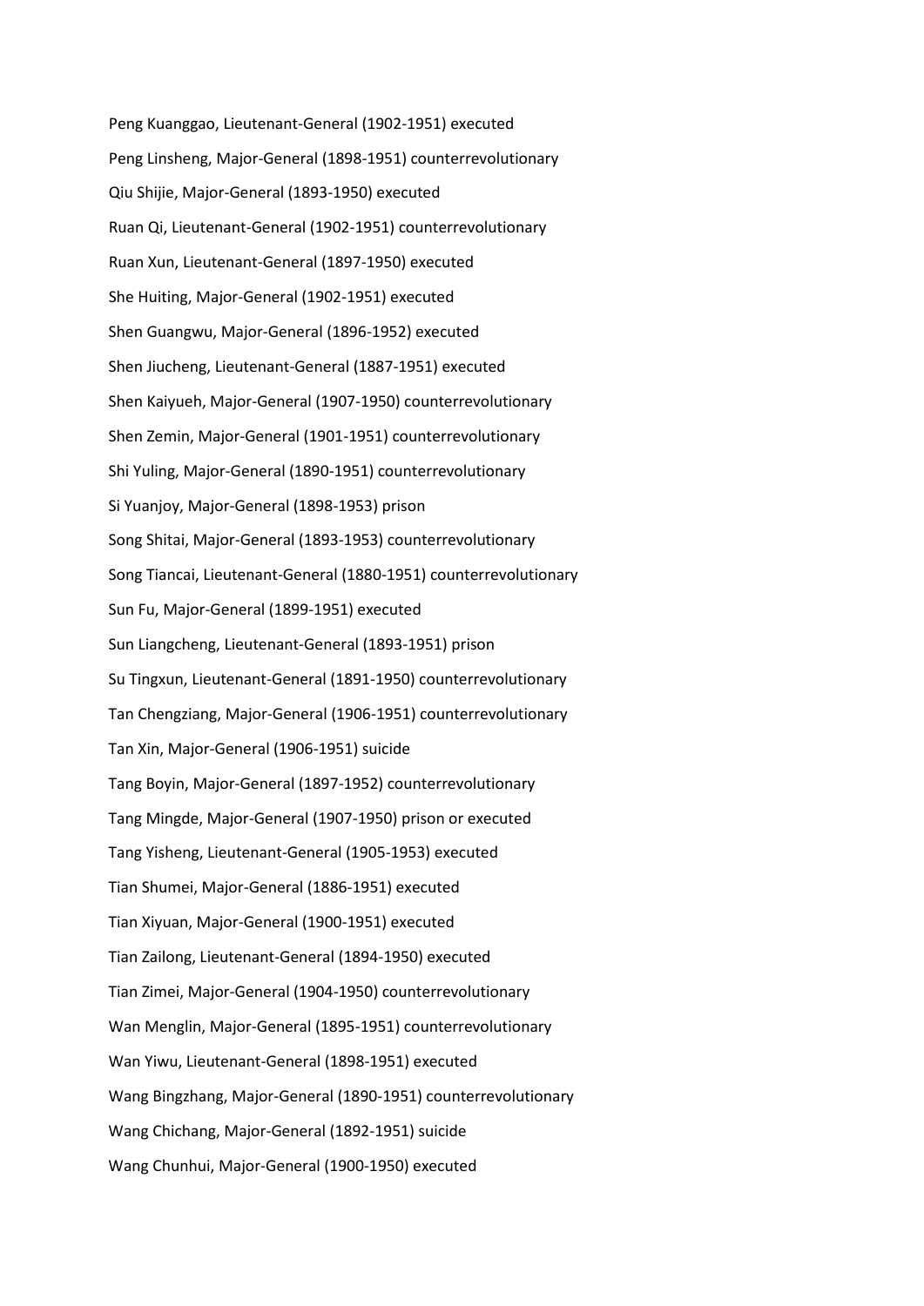Peng Kuanggao, Lieutenant-General (1902-1951) executed

Peng Linsheng, Major-General (1898-1951) counterrevolutionary

Qiu Shijie, Major-General (1893-1950) executed

Ruan Qi, Lieutenant-General (1902-1951) counterrevolutionary

Ruan Xun, Lieutenant-General (1897-1950) executed

She Huiting, Major-General (1902-1951) executed

Shen Guangwu, Major-General (1896-1952) executed

Shen Jiucheng, Lieutenant-General (1887-1951) executed

Shen Kaiyueh, Major-General (1907-1950) counterrevolutionary

Shen Zemin, Major-General (1901-1951) counterrevolutionary

Shi Yuling, Major-General (1890-1951) counterrevolutionary

Si Yuanjoy, Major-General (1898-1953) prison

Song Shitai, Major-General (1893-1953) counterrevolutionary

Song Tiancai, Lieutenant-General (1880-1951) counterrevolutionary

Sun Fu, Major-General (1899-1951) executed

Sun Liangcheng, Lieutenant-General (1893-1951) prison

Su Tingxun, Lieutenant-General (1891-1950) counterrevolutionary

Tan Chengziang, Major-General (1906-1951) counterrevolutionary

Tan Xin, Major-General (1906-1951) suicide

Tang Boyin, Major-General (1897-1952) counterrevolutionary

Tang Mingde, Major-General (1907-1950) prison or executed

Tang Yisheng, Lieutenant-General (1905-1953) executed

Tian Shumei, Major-General (1886-1951) executed

Tian Xiyuan, Major-General (1900-1951) executed

Tian Zailong, Lieutenant-General (1894-1950) executed

Tian Zimei, Major-General (1904-1950) counterrevolutionary

Wan Menglin, Major-General (1895-1951) counterrevolutionary

Wan Yiwu, Lieutenant-General (1898-1951) executed

Wang Bingzhang, Major-General (1890-1951) counterrevolutionary

Wang Chichang, Major-General (1892-1951) suicide

Wang Chunhui, Major-General (1900-1950) executed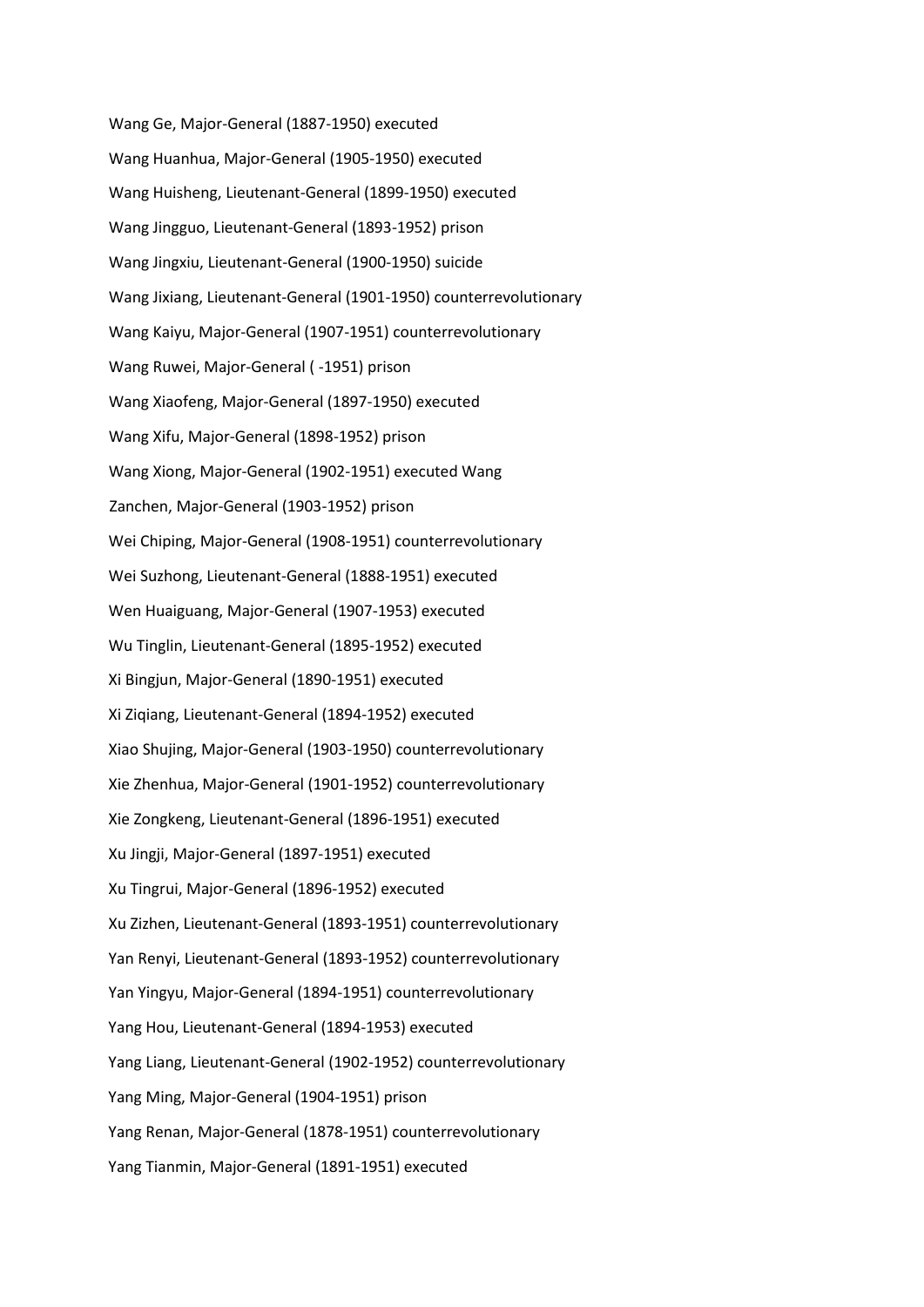Wang Ge, Major-General (1887-1950) executed

Wang Huanhua, Major-General (1905-1950) executed

Wang Huisheng, Lieutenant-General (1899-1950) executed

Wang Jingguo, Lieutenant-General (1893-1952) prison

Wang Jingxiu, Lieutenant-General (1900-1950) suicide

Wang Jixiang, Lieutenant-General (1901-1950) counterrevolutionary

Wang Kaiyu, Major-General (1907-1951) counterrevolutionary

Wang Ruwei, Major-General ( -1951) prison

Wang Xiaofeng, Major-General (1897-1950) executed

Wang Xifu, Major-General (1898-1952) prison

Wang Xiong, Major-General (1902-1951) executed Wang

Zanchen, Major-General (1903-1952) prison

Wei Chiping, Major-General (1908-1951) counterrevolutionary

Wei Suzhong, Lieutenant-General (1888-1951) executed

Wen Huaiguang, Major-General (1907-1953) executed

Wu Tinglin, Lieutenant-General (1895-1952) executed

Xi Bingjun, Major-General (1890-1951) executed

Xi Ziqiang, Lieutenant-General (1894-1952) executed

Xiao Shujing, Major-General (1903-1950) counterrevolutionary

Xie Zhenhua, Major-General (1901-1952) counterrevolutionary

Xie Zongkeng, Lieutenant-General (1896-1951) executed

Xu Jingji, Major-General (1897-1951) executed

Xu Tingrui, Major-General (1896-1952) executed

Xu Zizhen, Lieutenant-General (1893-1951) counterrevolutionary

Yan Renyi, Lieutenant-General (1893-1952) counterrevolutionary

Yan Yingyu, Major-General (1894-1951) counterrevolutionary

Yang Hou, Lieutenant-General (1894-1953) executed

Yang Liang, Lieutenant-General (1902-1952) counterrevolutionary

Yang Ming, Major-General (1904-1951) prison

Yang Renan, Major-General (1878-1951) counterrevolutionary

Yang Tianmin, Major-General (1891-1951) executed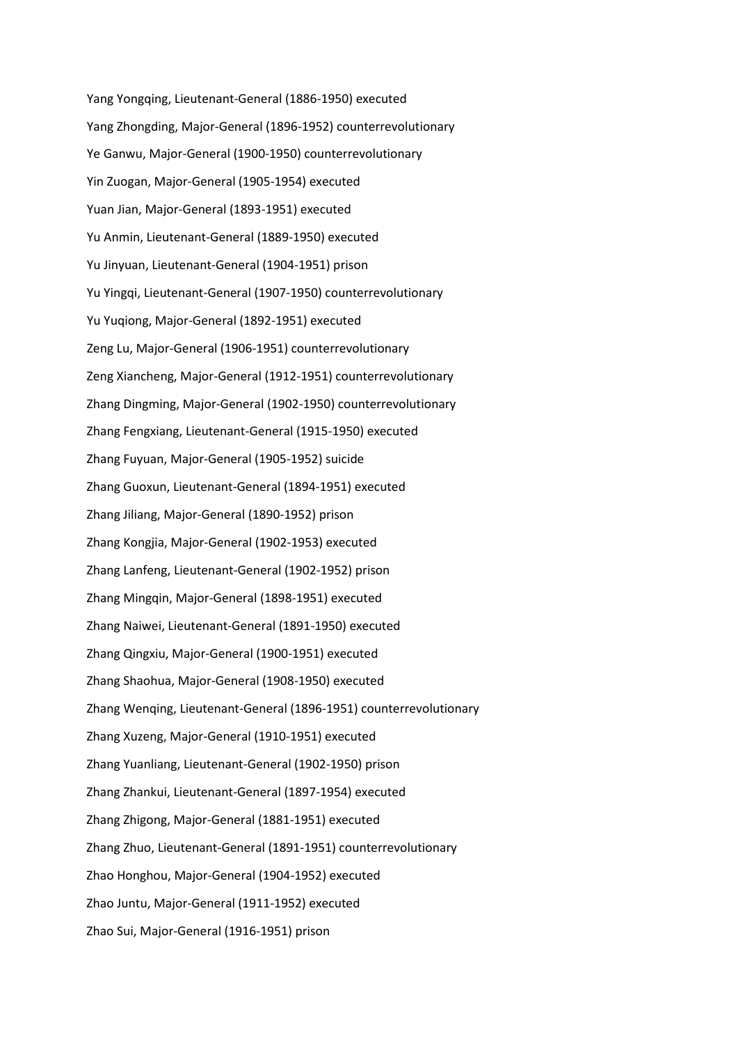Yang Yongqing, Lieutenant-General (1886-1950) executed

Yang Zhongding, Major-General (1896-1952) counterrevolutionary

Ye Ganwu, Major-General (1900-1950) counterrevolutionary

Yin Zuogan, Major-General (1905-1954) executed

Yuan Jian, Major-General (1893-1951) executed

Yu Anmin, Lieutenant-General (1889-1950) executed

Yu Jinyuan, Lieutenant-General (1904-1951) prison

Yu Yingqi, Lieutenant-General (1907-1950) counterrevolutionary

Yu Yuqiong, Major-General (1892-1951) executed

Zeng Lu, Major-General (1906-1951) counterrevolutionary

Zeng Xiancheng, Major-General (1912-1951) counterrevolutionary

Zhang Dingming, Major-General (1902-1950) counterrevolutionary

Zhang Fengxiang, Lieutenant-General (1915-1950) executed

Zhang Fuyuan, Major-General (1905-1952) suicide

Zhang Guoxun, Lieutenant-General (1894-1951) executed

Zhang Jiliang, Major-General (1890-1952) prison

Zhang Kongjia, Major-General (1902-1953) executed

Zhang Lanfeng, Lieutenant-General (1902-1952) prison

Zhang Mingqin, Major-General (1898-1951) executed

Zhang Naiwei, Lieutenant-General (1891-1950) executed

Zhang Qingxiu, Major-General (1900-1951) executed

Zhang Shaohua, Major-General (1908-1950) executed

Zhang Wenqing, Lieutenant-General (1896-1951) counterrevolutionary

Zhang Xuzeng, Major-General (1910-1951) executed

Zhang Yuanliang, Lieutenant-General (1902-1950) prison

Zhang Zhankui, Lieutenant-General (1897-1954) executed

Zhang Zhigong, Major-General (1881-1951) executed

Zhang Zhuo, Lieutenant-General (1891-1951) counterrevolutionary

Zhao Honghou, Major-General (1904-1952) executed

Zhao Juntu, Major-General (1911-1952) executed

Zhao Sui, Major-General (1916-1951) prison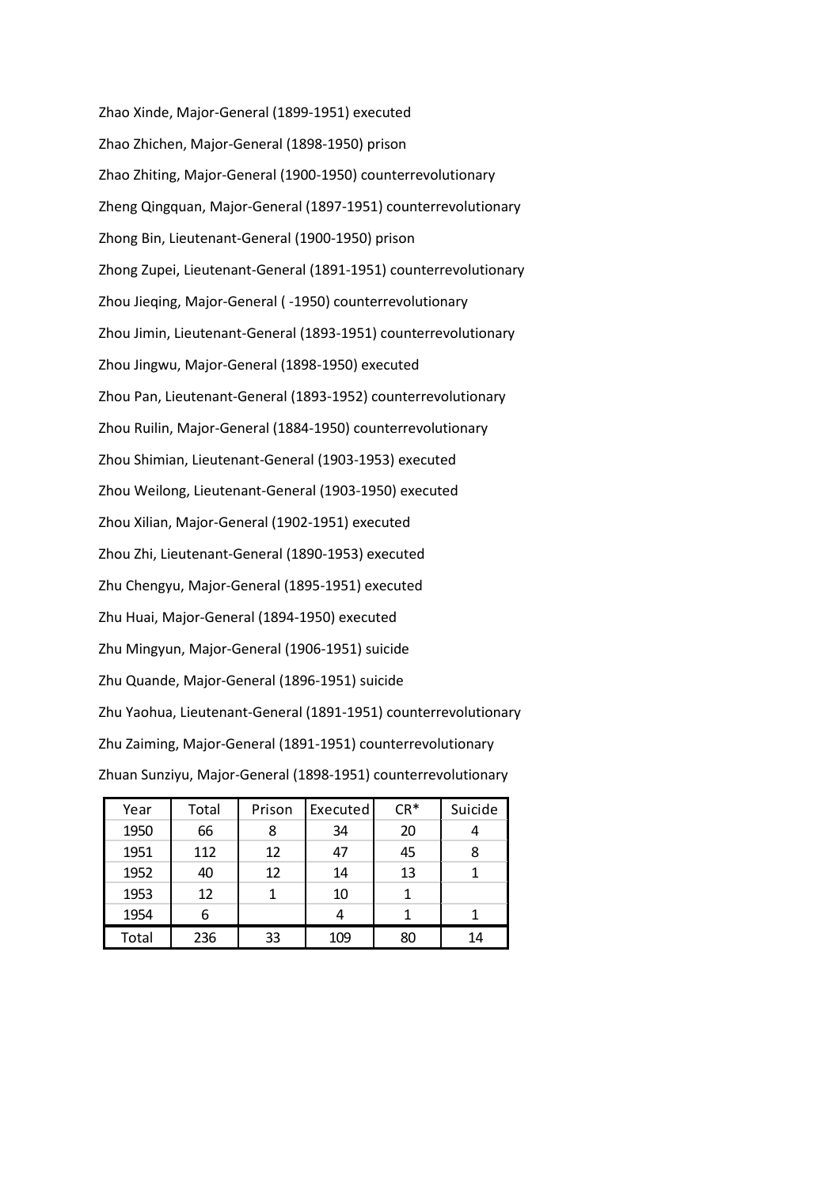Zhao Xinde, Major-General (1899-1951) executed

Zhao Zhichen, Major-General (1898-1950) prison

Zhao Zhiting, Major-General (1900-1950) counterrevolutionary

Zheng Qingquan, Major-General (1897-1951) counterrevolutionary

Zhong Bin, Lieutenant-General (1900-1950) prison

Zhong Zupei, Lieutenant-General (1891-1951) counterrevolutionary

Zhou Jieqing, Major-General ( -1950) counterrevolutionary

Zhou Jimin, Lieutenant-General (1893-1951) counterrevolutionary

Zhou Jingwu, Major-General (1898-1950) executed

Zhou Pan, Lieutenant-General (1893-1952) counterrevolutionary

Zhou Ruilin, Major-General (1884-1950) counterrevolutionary

Zhou Shimian, Lieutenant-General (1903-1953) executed

Zhou Weilong, Lieutenant-General (1903-1950) executed

Zhou Xilian, Major-General (1902-1951) executed

Zhou Zhi, Lieutenant-General (1890-1953) executed

Zhu Chengyu, Major-General (1895-1951) executed

Zhu Huai, Major-General (1894-1950) executed

Zhu Mingyun, Major-General (1906-1951) suicide

Zhu Quande, Major-General (1896-1951) suicide

Zhu Yaohua, Lieutenant-General (1891-1951) counterrevolutionary

Zhu Zaiming, Major-General (1891-1951) counterrevolutionary

Zhuan Sunziyu, Major-General (1898-1951) counterrevolutionary

| Year | Total | Prison | Executed | CR* | Suicide |
|---|---|---|---|---|---|
| 1950 | 66 | 8 | 34 | 20 | 4 |
| 1951 | 112 | 12 | 47 | 45 | 8 |
| 1952 | 40 | 12 | 14 | 13 | 1 |
| 1953 | 12 | 1 | 10 | 1 | |
| 1954 | 6 | | 4 | 1 | 1 |
| Total | 236 | 33 | 109 | 80 | 14 |